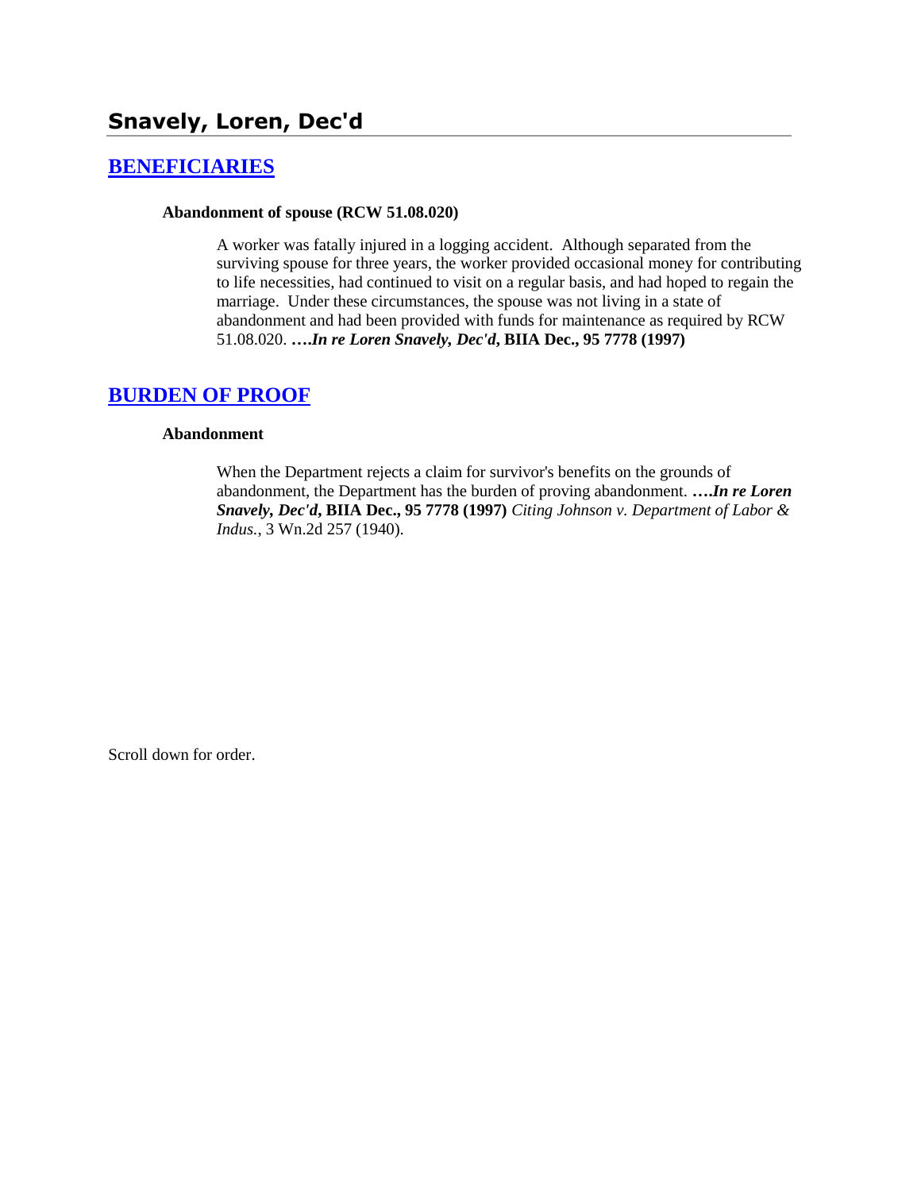# Snavely, Loren, Dec'd

## [BENEFICIARIES]

**Abandonment of spouse (RCW 51.08.020)**

A worker was fatally injured in a logging accident. Although separated from the surviving spouse for three years, the worker provided occasional money for contributing to life necessities, had continued to visit on a regular basis, and had hoped to regain the marriage. Under these circumstances, the spouse was not living in a state of abandonment and had been provided with funds for maintenance as required by RCW 51.08.020. ***….In re Loren Snavely, Dec'd*, BIIA Dec., 95 7778 (1997)**

## [BURDEN OF PROOF]

**Abandonment**

When the Department rejects a claim for survivor's benefits on the grounds of abandonment, the Department has the burden of proving abandonment. ***….In re Loren Snavely, Dec'd*, BIIA Dec., 95 7778 (1997)** *Citing Johnson v. Department of Labor & Indus.*, 3 Wn.2d 257 (1940).

Scroll down for order.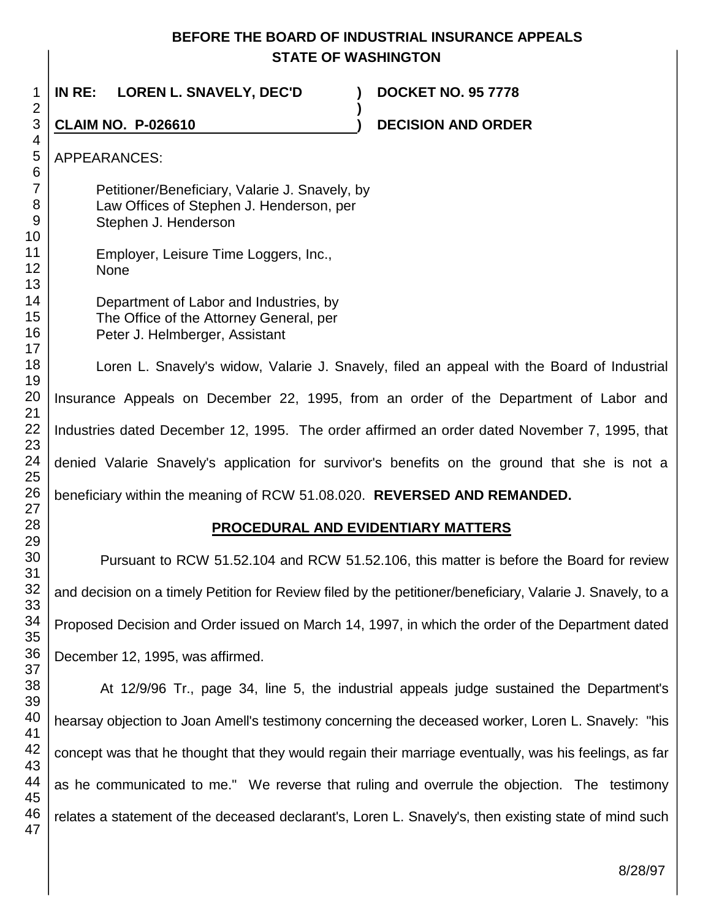# BEFORE THE BOARD OF INDUSTRIAL INSURANCE APPEALS
## STATE OF WASHINGTON

**IN RE: LOREN L. SNAVELY, DEC'D** ) **DOCKET NO. 95 7778**

**CLAIM NO. P-026610** ) **DECISION AND ORDER**

APPEARANCES:

Petitioner/Beneficiary, Valarie J. Snavely, by
Law Offices of Stephen J. Henderson, per
Stephen J. Henderson

Employer, Leisure Time Loggers, Inc.,
None

Department of Labor and Industries, by
The Office of the Attorney General, per
Peter J. Helmberger, Assistant

Loren L. Snavely's widow, Valarie J. Snavely, filed an appeal with the Board of Industrial Insurance Appeals on December 22, 1995, from an order of the Department of Labor and Industries dated December 12, 1995. The order affirmed an order dated November 7, 1995, that denied Valarie Snavely's application for survivor's benefits on the ground that she is not a beneficiary within the meaning of RCW 51.08.020. **REVERSED AND REMANDED.**

## PROCEDURAL AND EVIDENTIARY MATTERS

Pursuant to RCW 51.52.104 and RCW 51.52.106, this matter is before the Board for review and decision on a timely Petition for Review filed by the petitioner/beneficiary, Valarie J. Snavely, to a Proposed Decision and Order issued on March 14, 1997, in which the order of the Department dated December 12, 1995, was affirmed.

At 12/9/96 Tr., page 34, line 5, the industrial appeals judge sustained the Department's hearsay objection to Joan Amell's testimony concerning the deceased worker, Loren L. Snavely: "his concept was that he thought that they would regain their marriage eventually, was his feelings, as far as he communicated to me." We reverse that ruling and overrule the objection. The testimony relates a statement of the deceased declarant's, Loren L. Snavely's, then existing state of mind such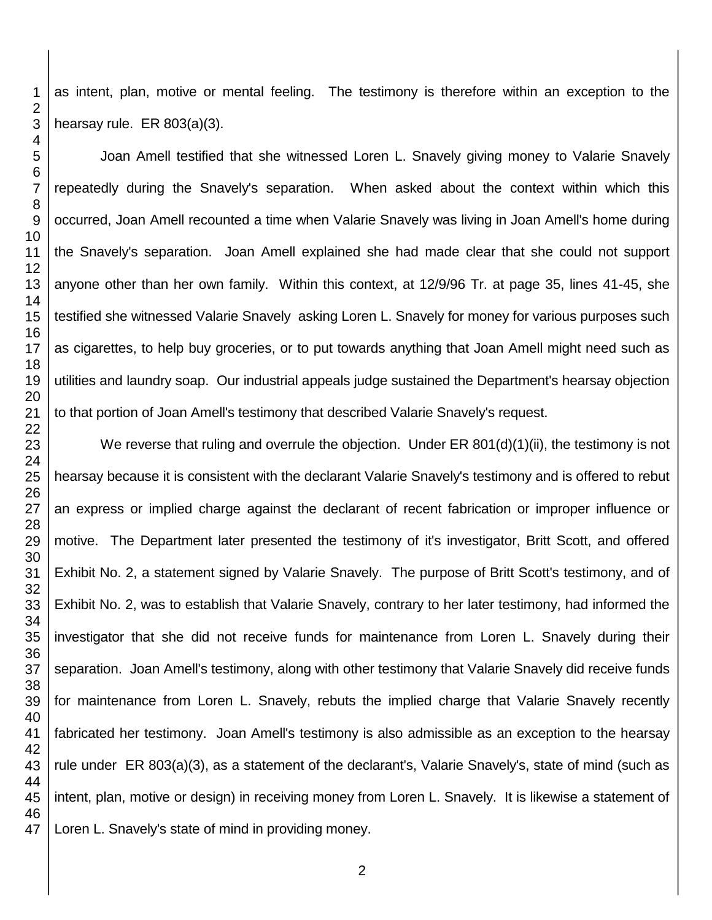as intent, plan, motive or mental feeling. The testimony is therefore within an exception to the hearsay rule. ER 803(a)(3).

Joan Amell testified that she witnessed Loren L. Snavely giving money to Valarie Snavely repeatedly during the Snavely's separation. When asked about the context within which this occurred, Joan Amell recounted a time when Valarie Snavely was living in Joan Amell's home during the Snavely's separation. Joan Amell explained she had made clear that she could not support anyone other than her own family. Within this context, at 12/9/96 Tr. at page 35, lines 41-45, she testified she witnessed Valarie Snavely asking Loren L. Snavely for money for various purposes such as cigarettes, to help buy groceries, or to put towards anything that Joan Amell might need such as utilities and laundry soap. Our industrial appeals judge sustained the Department's hearsay objection to that portion of Joan Amell's testimony that described Valarie Snavely's request.

We reverse that ruling and overrule the objection. Under ER 801(d)(1)(ii), the testimony is not hearsay because it is consistent with the declarant Valarie Snavely's testimony and is offered to rebut an express or implied charge against the declarant of recent fabrication or improper influence or motive. The Department later presented the testimony of it's investigator, Britt Scott, and offered Exhibit No. 2, a statement signed by Valarie Snavely. The purpose of Britt Scott's testimony, and of Exhibit No. 2, was to establish that Valarie Snavely, contrary to her later testimony, had informed the investigator that she did not receive funds for maintenance from Loren L. Snavely during their separation. Joan Amell's testimony, along with other testimony that Valarie Snavely did receive funds for maintenance from Loren L. Snavely, rebuts the implied charge that Valarie Snavely recently fabricated her testimony. Joan Amell's testimony is also admissible as an exception to the hearsay rule under ER 803(a)(3), as a statement of the declarant's, Valarie Snavely's, state of mind (such as intent, plan, motive or design) in receiving money from Loren L. Snavely. It is likewise a statement of Loren L. Snavely's state of mind in providing money.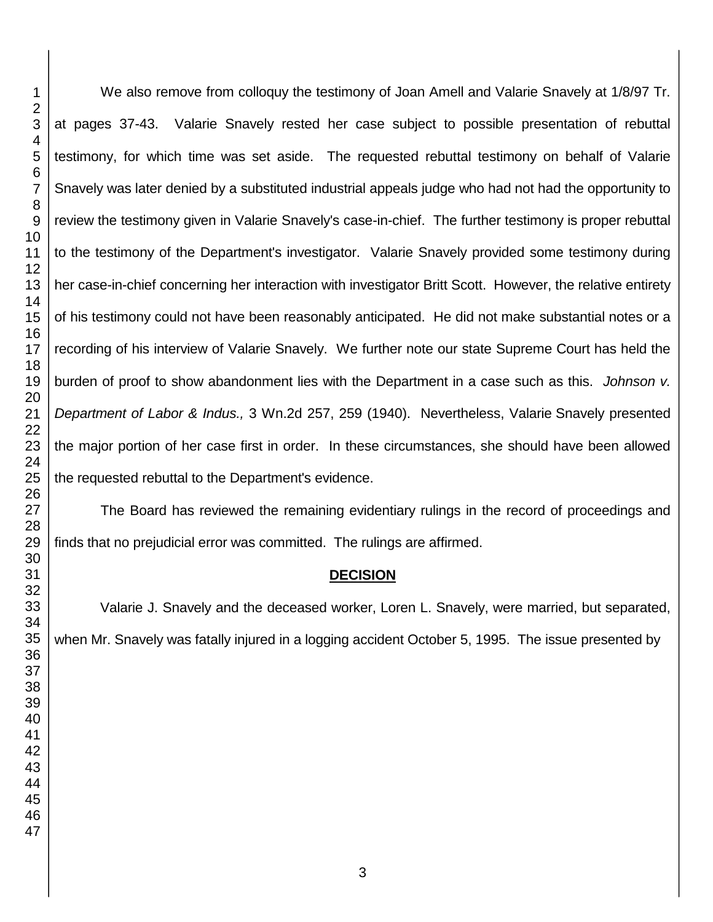We also remove from colloquy the testimony of Joan Amell and Valarie Snavely at 1/8/97 Tr. at pages 37-43. Valarie Snavely rested her case subject to possible presentation of rebuttal testimony, for which time was set aside. The requested rebuttal testimony on behalf of Valarie Snavely was later denied by a substituted industrial appeals judge who had not had the opportunity to review the testimony given in Valarie Snavely's case-in-chief. The further testimony is proper rebuttal to the testimony of the Department's investigator. Valarie Snavely provided some testimony during her case-in-chief concerning her interaction with investigator Britt Scott. However, the relative entirety of his testimony could not have been reasonably anticipated. He did not make substantial notes or a recording of his interview of Valarie Snavely. We further note our state Supreme Court has held the burden of proof to show abandonment lies with the Department in a case such as this. *Johnson v. Department of Labor & Indus.,* 3 Wn.2d 257, 259 (1940). Nevertheless, Valarie Snavely presented the major portion of her case first in order. In these circumstances, she should have been allowed the requested rebuttal to the Department's evidence.

The Board has reviewed the remaining evidentiary rulings in the record of proceedings and finds that no prejudicial error was committed. The rulings are affirmed.

## DECISION

Valarie J. Snavely and the deceased worker, Loren L. Snavely, were married, but separated, when Mr. Snavely was fatally injured in a logging accident October 5, 1995. The issue presented by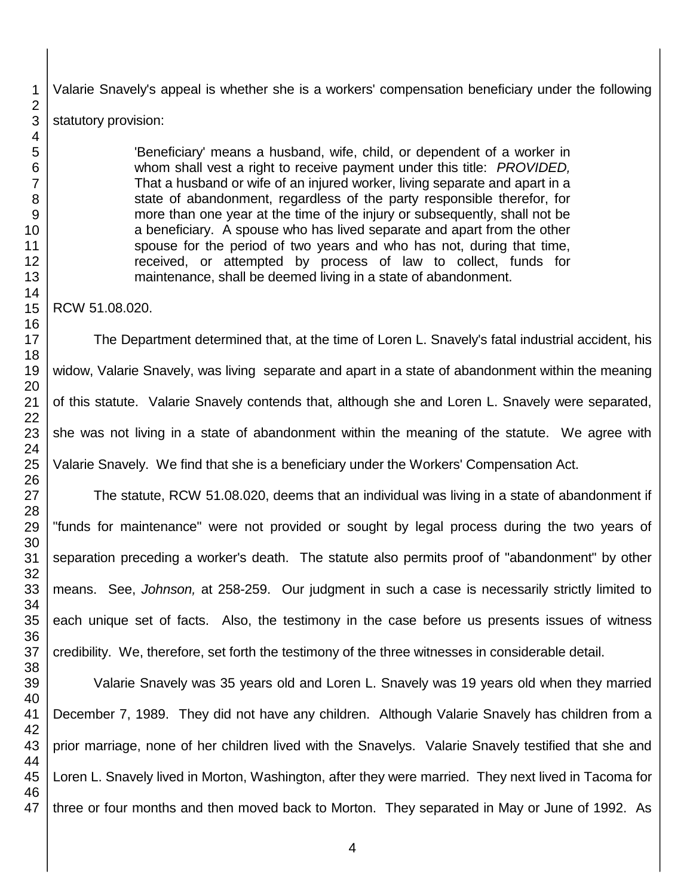Valarie Snavely's appeal is whether she is a workers' compensation beneficiary under the following statutory provision:

> 'Beneficiary' means a husband, wife, child, or dependent of a worker in whom shall vest a right to receive payment under this title: *PROVIDED,* That a husband or wife of an injured worker, living separate and apart in a state of abandonment, regardless of the party responsible therefor, for more than one year at the time of the injury or subsequently, shall not be a beneficiary. A spouse who has lived separate and apart from the other spouse for the period of two years and who has not, during that time, received, or attempted by process of law to collect, funds for maintenance, shall be deemed living in a state of abandonment.

RCW 51.08.020.

The Department determined that, at the time of Loren L. Snavely's fatal industrial accident, his widow, Valarie Snavely, was living separate and apart in a state of abandonment within the meaning of this statute. Valarie Snavely contends that, although she and Loren L. Snavely were separated, she was not living in a state of abandonment within the meaning of the statute. We agree with Valarie Snavely. We find that she is a beneficiary under the Workers' Compensation Act.

The statute, RCW 51.08.020, deems that an individual was living in a state of abandonment if "funds for maintenance" were not provided or sought by legal process during the two years of separation preceding a worker's death. The statute also permits proof of "abandonment" by other means. See, *Johnson,* at 258-259. Our judgment in such a case is necessarily strictly limited to each unique set of facts. Also, the testimony in the case before us presents issues of witness credibility. We, therefore, set forth the testimony of the three witnesses in considerable detail.

Valarie Snavely was 35 years old and Loren L. Snavely was 19 years old when they married December 7, 1989. They did not have any children. Although Valarie Snavely has children from a prior marriage, none of her children lived with the Snavelys. Valarie Snavely testified that she and Loren L. Snavely lived in Morton, Washington, after they were married. They next lived in Tacoma for three or four months and then moved back to Morton. They separated in May or June of 1992. As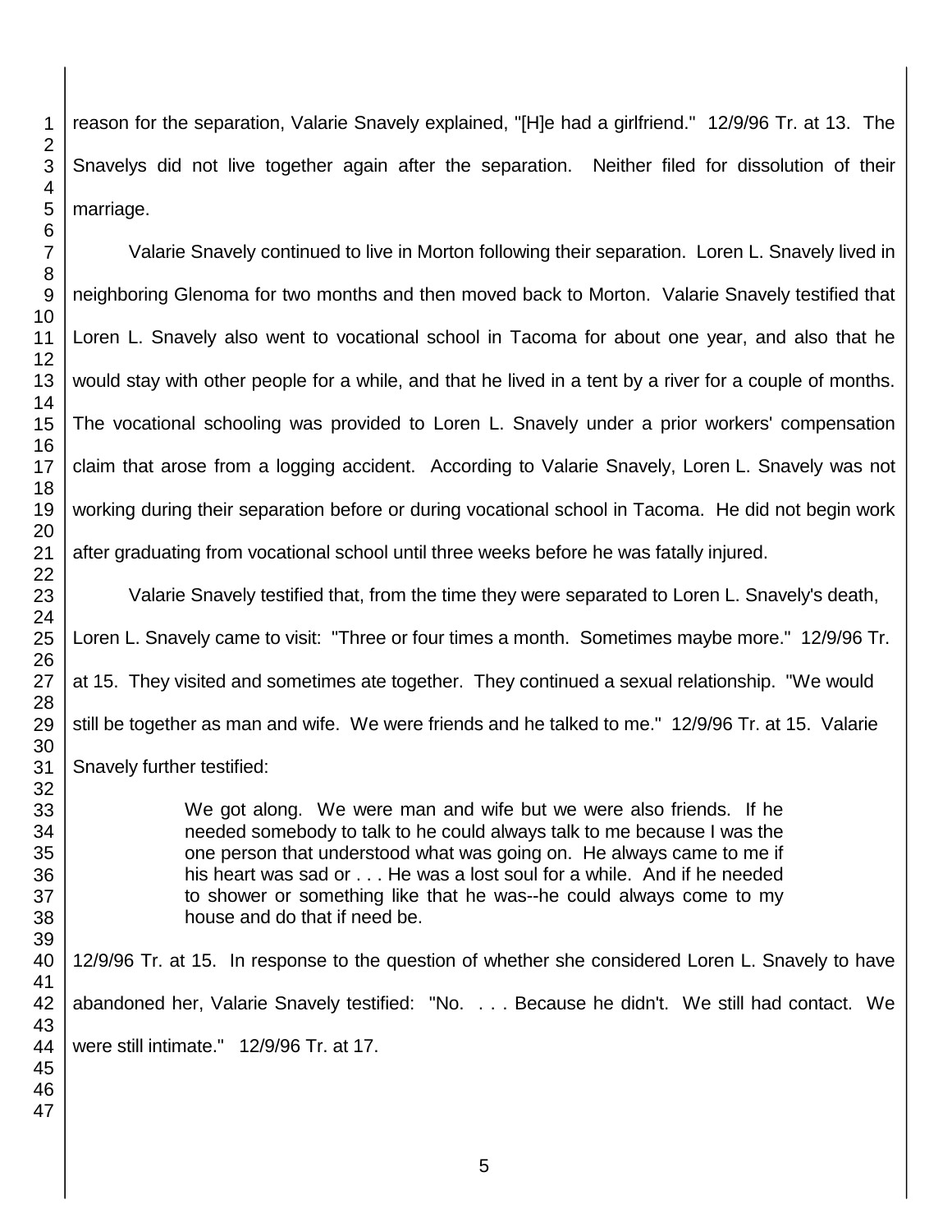reason for the separation, Valarie Snavely explained, "[H]e had a girlfriend." 12/9/96 Tr. at 13. The Snavelys did not live together again after the separation. Neither filed for dissolution of their marriage.

Valarie Snavely continued to live in Morton following their separation. Loren L. Snavely lived in neighboring Glenoma for two months and then moved back to Morton. Valarie Snavely testified that Loren L. Snavely also went to vocational school in Tacoma for about one year, and also that he would stay with other people for a while, and that he lived in a tent by a river for a couple of months. The vocational schooling was provided to Loren L. Snavely under a prior workers' compensation claim that arose from a logging accident. According to Valarie Snavely, Loren L. Snavely was not working during their separation before or during vocational school in Tacoma. He did not begin work after graduating from vocational school until three weeks before he was fatally injured.

Valarie Snavely testified that, from the time they were separated to Loren L. Snavely's death, Loren L. Snavely came to visit: "Three or four times a month. Sometimes maybe more." 12/9/96 Tr. at 15. They visited and sometimes ate together. They continued a sexual relationship. "We would still be together as man and wife. We were friends and he talked to me." 12/9/96 Tr. at 15. Valarie Snavely further testified:

> We got along. We were man and wife but we were also friends. If he needed somebody to talk to he could always talk to me because I was the one person that understood what was going on. He always came to me if his heart was sad or . . . He was a lost soul for a while. And if he needed to shower or something like that he was--he could always come to my house and do that if need be.

12/9/96 Tr. at 15. In response to the question of whether she considered Loren L. Snavely to have abandoned her, Valarie Snavely testified: "No. . . . Because he didn't. We still had contact. We were still intimate." 12/9/96 Tr. at 17.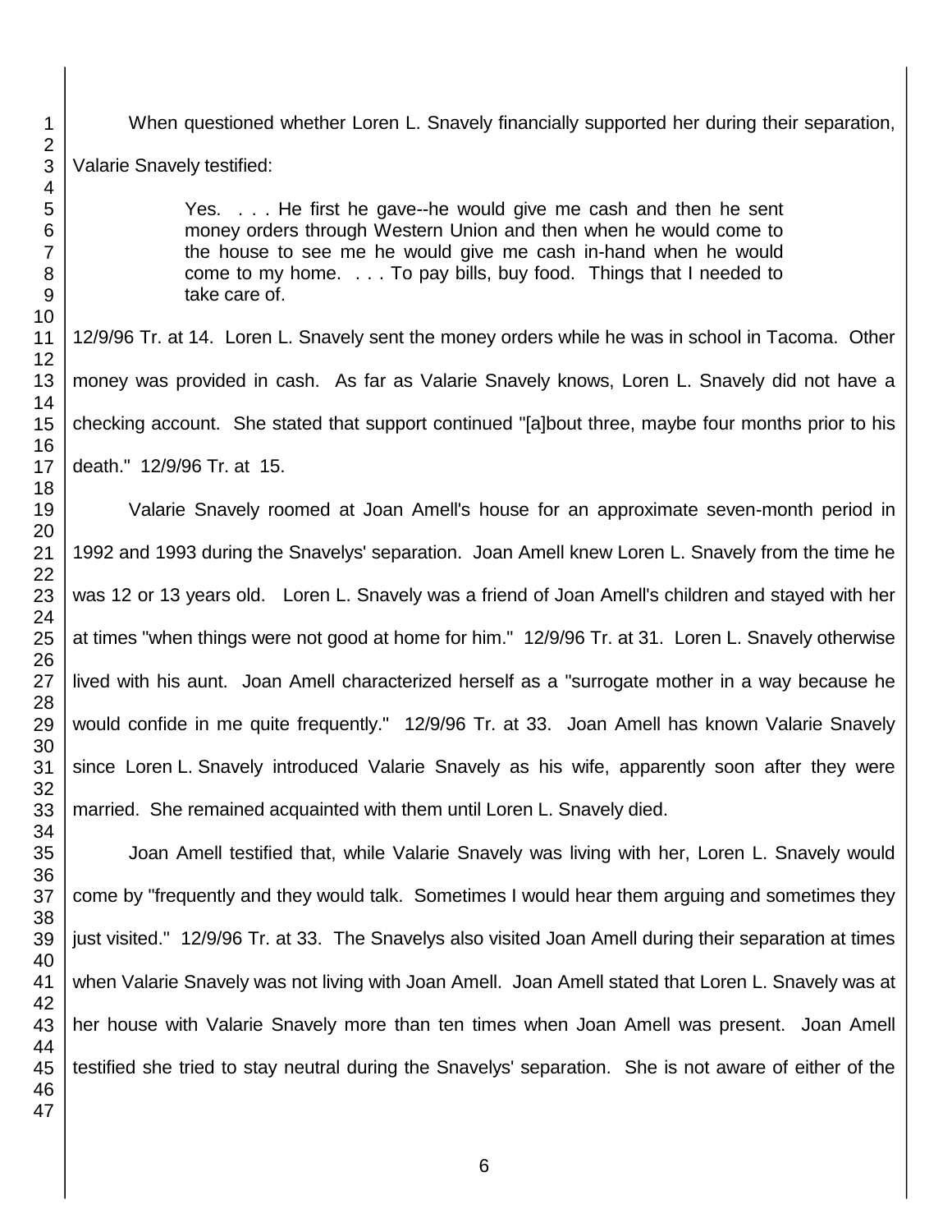When questioned whether Loren L. Snavely financially supported her during their separation, Valarie Snavely testified:

> Yes. . . . He first he gave--he would give me cash and then he sent money orders through Western Union and then when he would come to the house to see me he would give me cash in-hand when he would come to my home. . . . To pay bills, buy food. Things that I needed to take care of.

12/9/96 Tr. at 14. Loren L. Snavely sent the money orders while he was in school in Tacoma. Other money was provided in cash. As far as Valarie Snavely knows, Loren L. Snavely did not have a checking account. She stated that support continued "[a]bout three, maybe four months prior to his death." 12/9/96 Tr. at 15.

Valarie Snavely roomed at Joan Amell's house for an approximate seven-month period in 1992 and 1993 during the Snavelys' separation. Joan Amell knew Loren L. Snavely from the time he was 12 or 13 years old. Loren L. Snavely was a friend of Joan Amell's children and stayed with her at times "when things were not good at home for him." 12/9/96 Tr. at 31. Loren L. Snavely otherwise lived with his aunt. Joan Amell characterized herself as a "surrogate mother in a way because he would confide in me quite frequently." 12/9/96 Tr. at 33. Joan Amell has known Valarie Snavely since Loren L. Snavely introduced Valarie Snavely as his wife, apparently soon after they were married. She remained acquainted with them until Loren L. Snavely died.

Joan Amell testified that, while Valarie Snavely was living with her, Loren L. Snavely would come by "frequently and they would talk. Sometimes I would hear them arguing and sometimes they just visited." 12/9/96 Tr. at 33. The Snavelys also visited Joan Amell during their separation at times when Valarie Snavely was not living with Joan Amell. Joan Amell stated that Loren L. Snavely was at her house with Valarie Snavely more than ten times when Joan Amell was present. Joan Amell testified she tried to stay neutral during the Snavelys' separation. She is not aware of either of the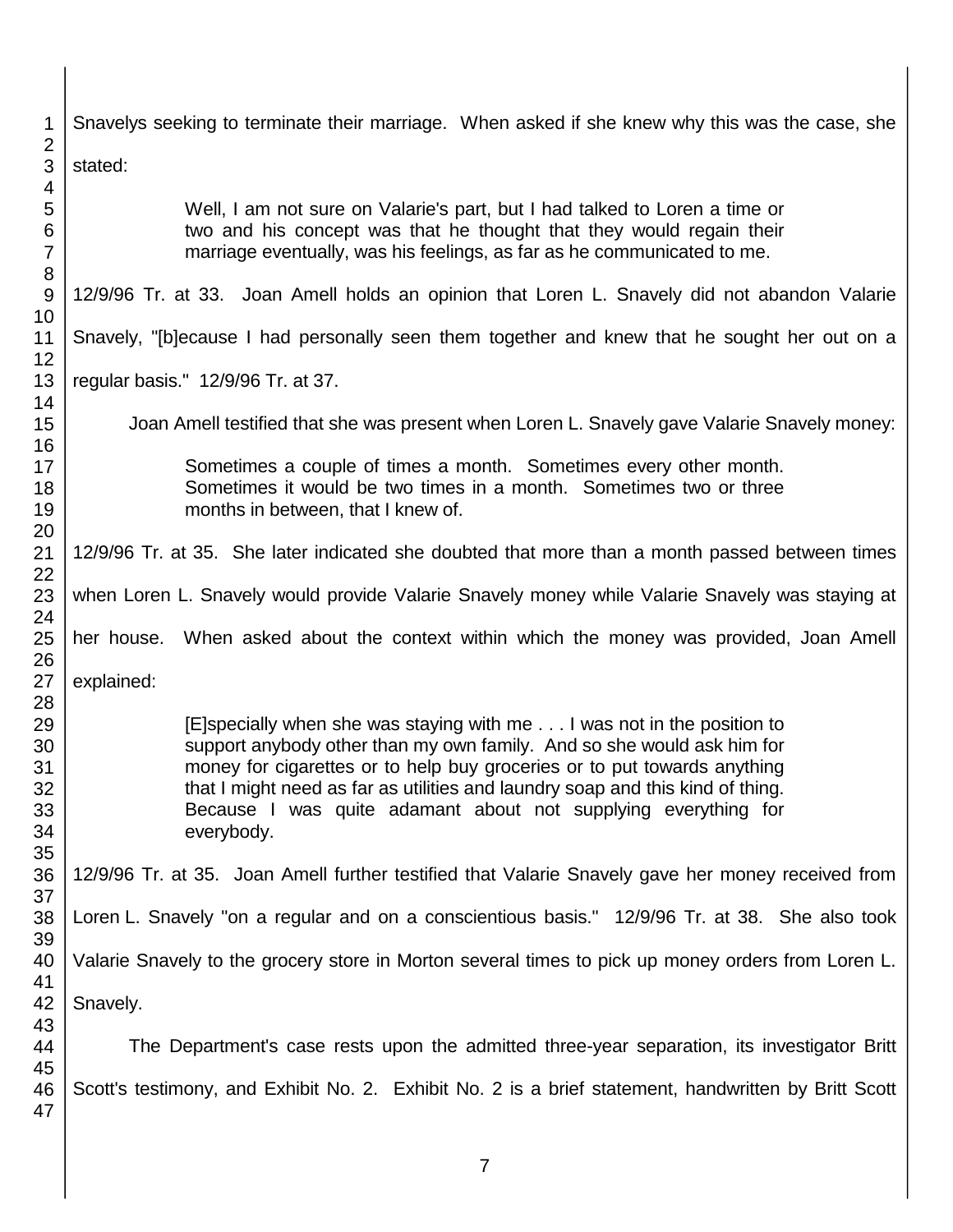Snavelys seeking to terminate their marriage. When asked if she knew why this was the case, she stated:

> Well, I am not sure on Valarie's part, but I had talked to Loren a time or two and his concept was that he thought that they would regain their marriage eventually, was his feelings, as far as he communicated to me.

12/9/96 Tr. at 33. Joan Amell holds an opinion that Loren L. Snavely did not abandon Valarie Snavely, "[b]ecause I had personally seen them together and knew that he sought her out on a regular basis." 12/9/96 Tr. at 37.

Joan Amell testified that she was present when Loren L. Snavely gave Valarie Snavely money:

> Sometimes a couple of times a month. Sometimes every other month. Sometimes it would be two times in a month. Sometimes two or three months in between, that I knew of.

12/9/96 Tr. at 35. She later indicated she doubted that more than a month passed between times when Loren L. Snavely would provide Valarie Snavely money while Valarie Snavely was staying at her house. When asked about the context within which the money was provided, Joan Amell explained:

> [E]specially when she was staying with me . . . I was not in the position to support anybody other than my own family. And so she would ask him for money for cigarettes or to help buy groceries or to put towards anything that I might need as far as utilities and laundry soap and this kind of thing. Because I was quite adamant about not supplying everything for everybody.

12/9/96 Tr. at 35. Joan Amell further testified that Valarie Snavely gave her money received from Loren L. Snavely "on a regular and on a conscientious basis." 12/9/96 Tr. at 38. She also took Valarie Snavely to the grocery store in Morton several times to pick up money orders from Loren L. Snavely.

The Department's case rests upon the admitted three-year separation, its investigator Britt Scott's testimony, and Exhibit No. 2. Exhibit No. 2 is a brief statement, handwritten by Britt Scott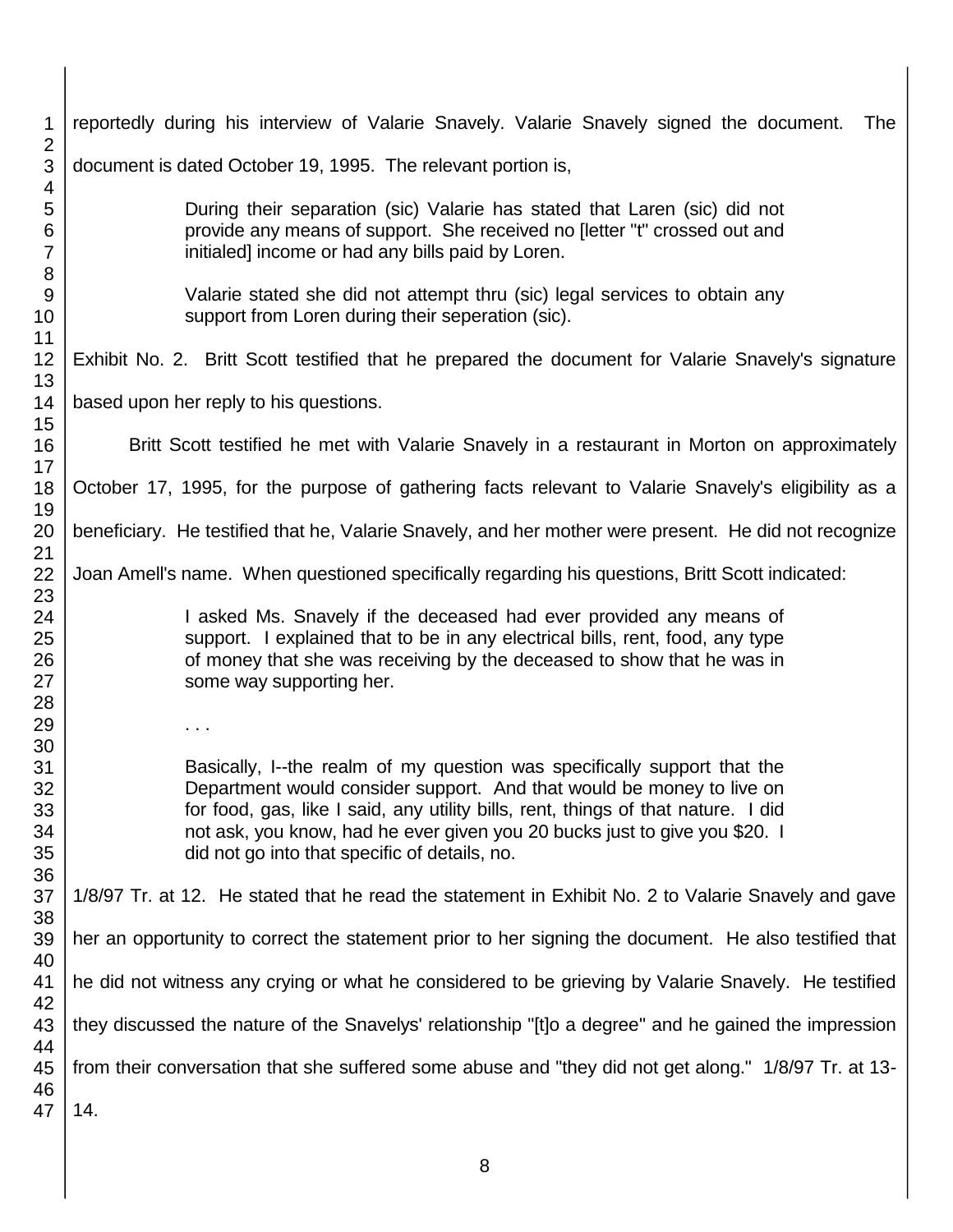reportedly during his interview of Valarie Snavely. Valarie Snavely signed the document. The document is dated October 19, 1995. The relevant portion is,

> During their separation (sic) Valarie has stated that Laren (sic) did not provide any means of support. She received no [letter "t" crossed out and initialed] income or had any bills paid by Loren.
>
> Valarie stated she did not attempt thru (sic) legal services to obtain any support from Loren during their seperation (sic).

Exhibit No. 2. Britt Scott testified that he prepared the document for Valarie Snavely's signature based upon her reply to his questions.

Britt Scott testified he met with Valarie Snavely in a restaurant in Morton on approximately October 17, 1995, for the purpose of gathering facts relevant to Valarie Snavely's eligibility as a beneficiary. He testified that he, Valarie Snavely, and her mother were present. He did not recognize Joan Amell's name. When questioned specifically regarding his questions, Britt Scott indicated:

> I asked Ms. Snavely if the deceased had ever provided any means of support. I explained that to be in any electrical bills, rent, food, any type of money that she was receiving by the deceased to show that he was in some way supporting her.
>
> . . .
>
> Basically, I--the realm of my question was specifically support that the Department would consider support. And that would be money to live on for food, gas, like I said, any utility bills, rent, things of that nature. I did not ask, you know, had he ever given you 20 bucks just to give you $20. I did not go into that specific of details, no.

1/8/97 Tr. at 12. He stated that he read the statement in Exhibit No. 2 to Valarie Snavely and gave her an opportunity to correct the statement prior to her signing the document. He also testified that he did not witness any crying or what he considered to be grieving by Valarie Snavely. He testified they discussed the nature of the Snavelys' relationship "[t]o a degree" and he gained the impression from their conversation that she suffered some abuse and "they did not get along." 1/8/97 Tr. at 13-14.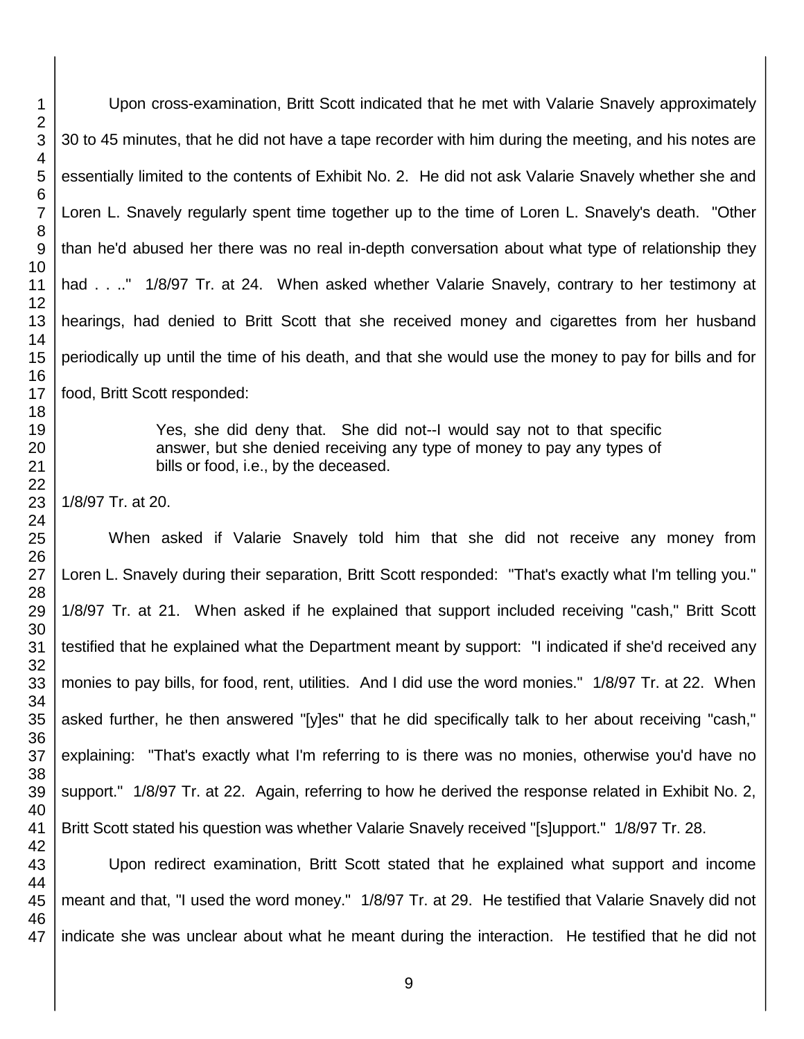Upon cross-examination, Britt Scott indicated that he met with Valarie Snavely approximately 30 to 45 minutes, that he did not have a tape recorder with him during the meeting, and his notes are essentially limited to the contents of Exhibit No. 2. He did not ask Valarie Snavely whether she and Loren L. Snavely regularly spent time together up to the time of Loren L. Snavely's death. "Other than he'd abused her there was no real in-depth conversation about what type of relationship they had . . .." 1/8/97 Tr. at 24. When asked whether Valarie Snavely, contrary to her testimony at hearings, had denied to Britt Scott that she received money and cigarettes from her husband periodically up until the time of his death, and that she would use the money to pay for bills and for food, Britt Scott responded:

> Yes, she did deny that. She did not--I would say not to that specific answer, but she denied receiving any type of money to pay any types of bills or food, i.e., by the deceased.

1/8/97 Tr. at 20.

When asked if Valarie Snavely told him that she did not receive any money from Loren L. Snavely during their separation, Britt Scott responded: "That's exactly what I'm telling you." 1/8/97 Tr. at 21. When asked if he explained that support included receiving "cash," Britt Scott testified that he explained what the Department meant by support: "I indicated if she'd received any monies to pay bills, for food, rent, utilities. And I did use the word monies." 1/8/97 Tr. at 22. When asked further, he then answered "[y]es" that he did specifically talk to her about receiving "cash," explaining: "That's exactly what I'm referring to is there was no monies, otherwise you'd have no support." 1/8/97 Tr. at 22. Again, referring to how he derived the response related in Exhibit No. 2, Britt Scott stated his question was whether Valarie Snavely received "[s]upport." 1/8/97 Tr. 28.

Upon redirect examination, Britt Scott stated that he explained what support and income meant and that, "I used the word money." 1/8/97 Tr. at 29. He testified that Valarie Snavely did not indicate she was unclear about what he meant during the interaction. He testified that he did not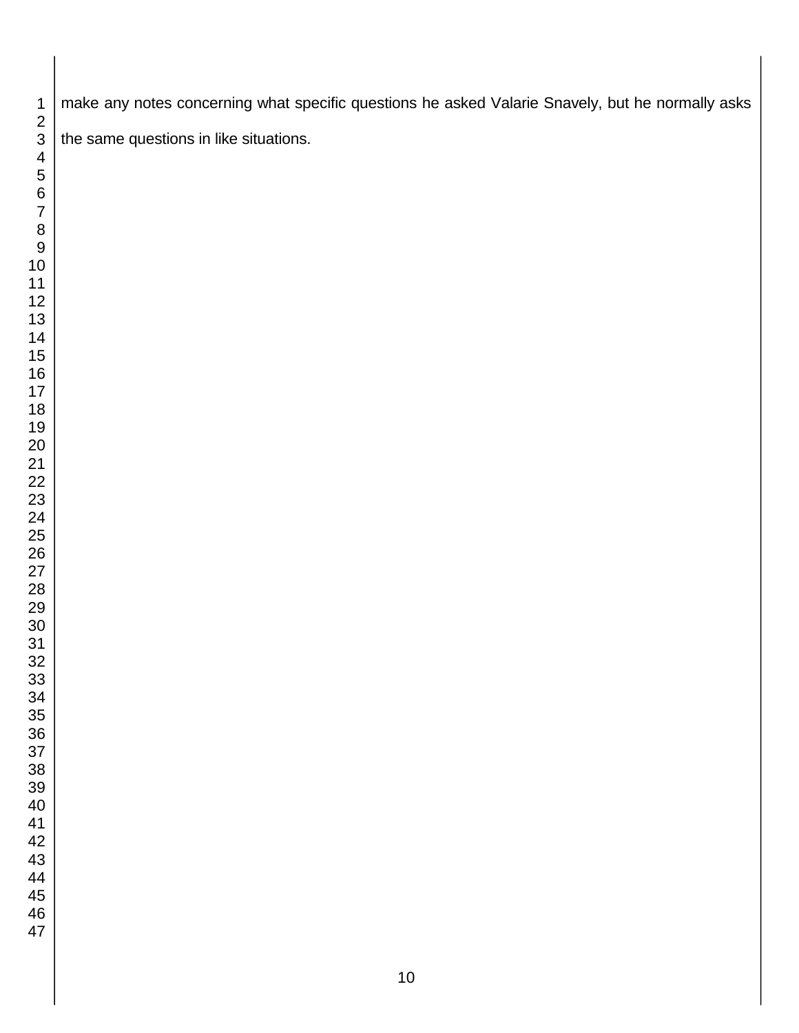make any notes concerning what specific questions he asked Valarie Snavely, but he normally asks the same questions in like situations.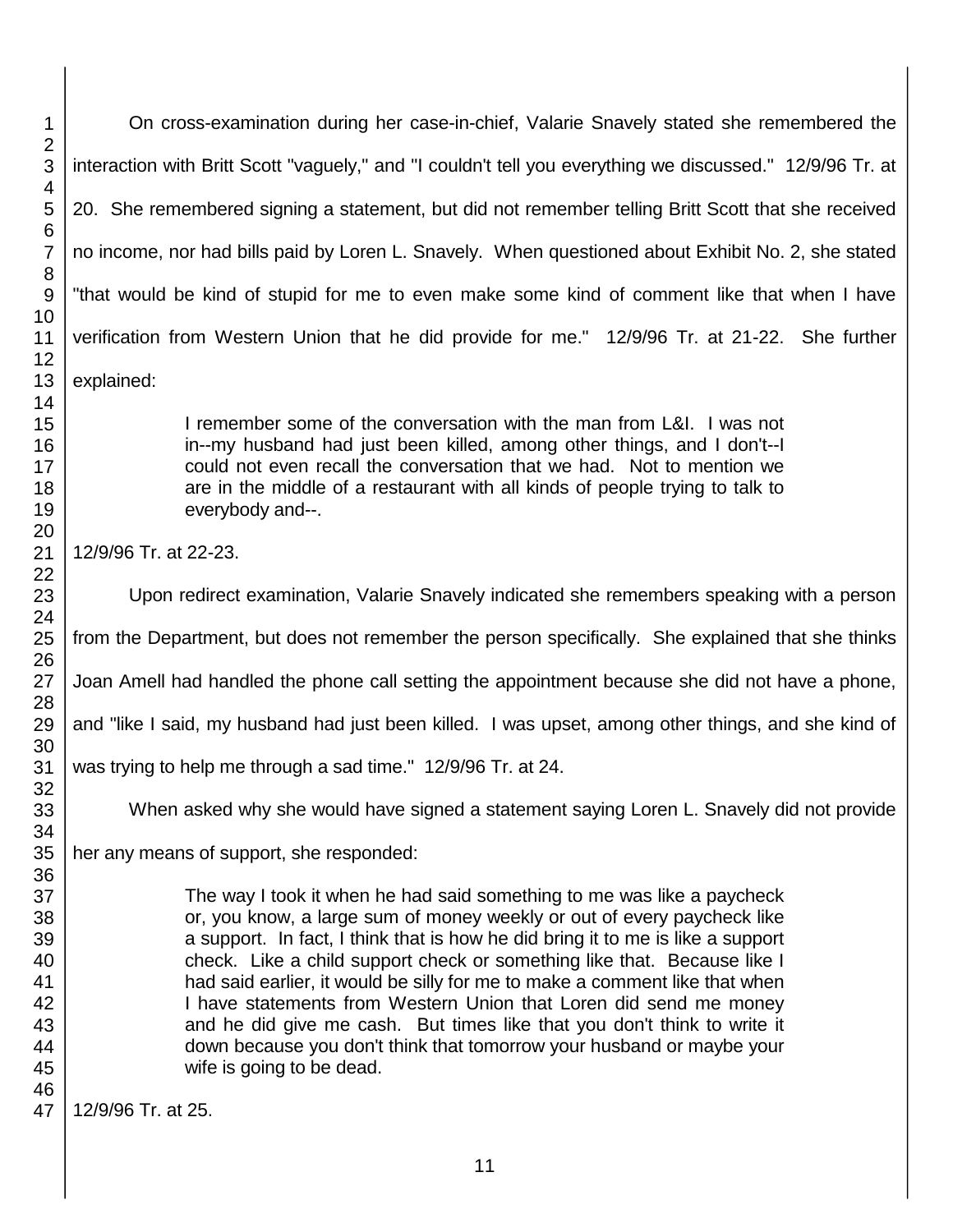On cross-examination during her case-in-chief, Valarie Snavely stated she remembered the interaction with Britt Scott "vaguely," and "I couldn't tell you everything we discussed." 12/9/96 Tr. at 20. She remembered signing a statement, but did not remember telling Britt Scott that she received no income, nor had bills paid by Loren L. Snavely. When questioned about Exhibit No. 2, she stated "that would be kind of stupid for me to even make some kind of comment like that when I have verification from Western Union that he did provide for me." 12/9/96 Tr. at 21-22. She further explained:

> I remember some of the conversation with the man from L&I. I was not in--my husband had just been killed, among other things, and I don't--I could not even recall the conversation that we had. Not to mention we are in the middle of a restaurant with all kinds of people trying to talk to everybody and--.

12/9/96 Tr. at 22-23.

Upon redirect examination, Valarie Snavely indicated she remembers speaking with a person from the Department, but does not remember the person specifically. She explained that she thinks Joan Amell had handled the phone call setting the appointment because she did not have a phone, and "like I said, my husband had just been killed. I was upset, among other things, and she kind of was trying to help me through a sad time." 12/9/96 Tr. at 24.

When asked why she would have signed a statement saying Loren L. Snavely did not provide her any means of support, she responded:

> The way I took it when he had said something to me was like a paycheck or, you know, a large sum of money weekly or out of every paycheck like a support. In fact, I think that is how he did bring it to me is like a support check. Like a child support check or something like that. Because like I had said earlier, it would be silly for me to make a comment like that when I have statements from Western Union that Loren did send me money and he did give me cash. But times like that you don't think to write it down because you don't think that tomorrow your husband or maybe your wife is going to be dead.

12/9/96 Tr. at 25.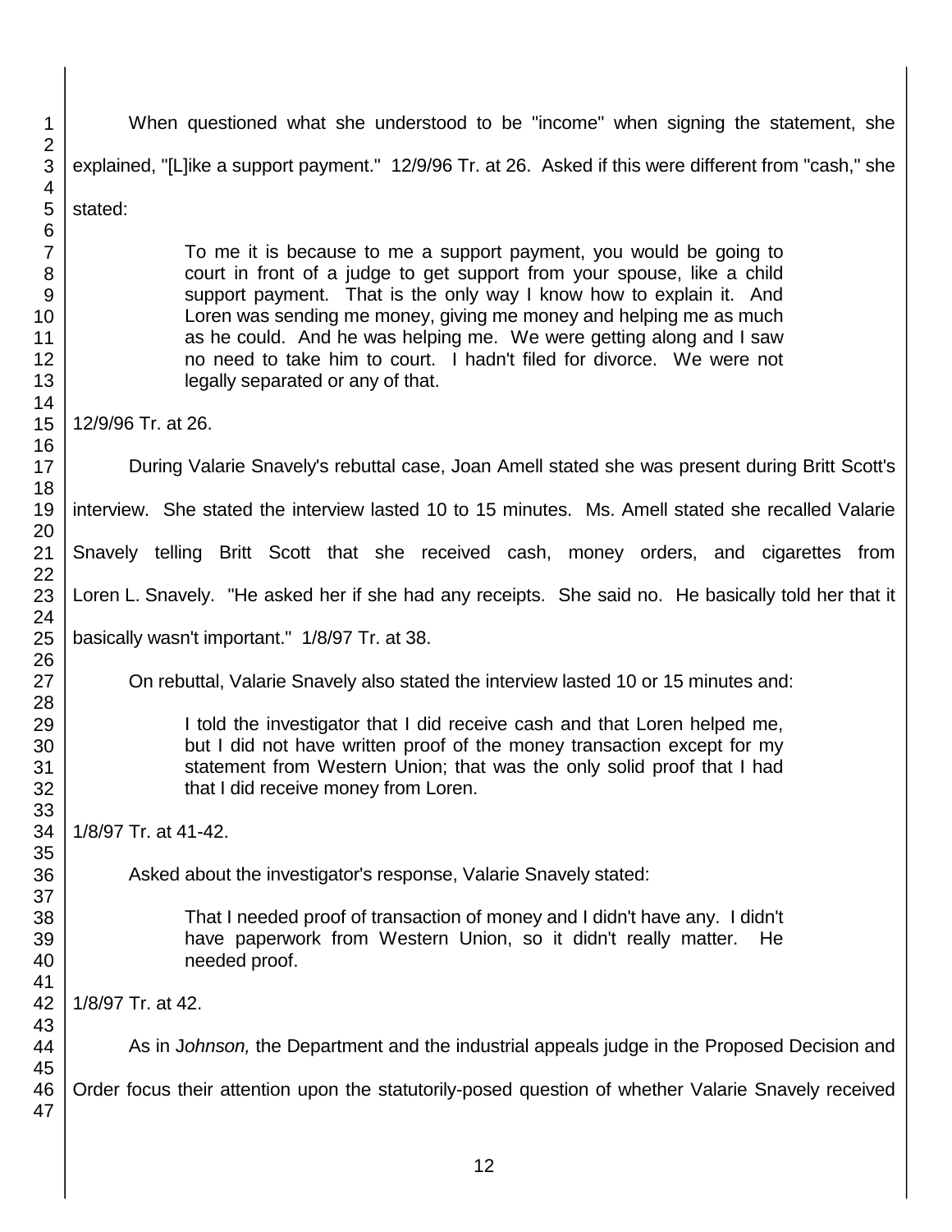When questioned what she understood to be "income" when signing the statement, she explained, "[L]ike a support payment." 12/9/96 Tr. at 26. Asked if this were different from "cash," she stated:

> To me it is because to me a support payment, you would be going to court in front of a judge to get support from your spouse, like a child support payment. That is the only way I know how to explain it. And Loren was sending me money, giving me money and helping me as much as he could. And he was helping me. We were getting along and I saw no need to take him to court. I hadn't filed for divorce. We were not legally separated or any of that.

12/9/96 Tr. at 26.

During Valarie Snavely's rebuttal case, Joan Amell stated she was present during Britt Scott's interview. She stated the interview lasted 10 to 15 minutes. Ms. Amell stated she recalled Valarie Snavely telling Britt Scott that she received cash, money orders, and cigarettes from Loren L. Snavely. "He asked her if she had any receipts. She said no. He basically told her that it basically wasn't important." 1/8/97 Tr. at 38.

On rebuttal, Valarie Snavely also stated the interview lasted 10 or 15 minutes and:

> I told the investigator that I did receive cash and that Loren helped me, but I did not have written proof of the money transaction except for my statement from Western Union; that was the only solid proof that I had that I did receive money from Loren.

1/8/97 Tr. at 41-42.

Asked about the investigator's response, Valarie Snavely stated:

> That I needed proof of transaction of money and I didn't have any. I didn't have paperwork from Western Union, so it didn't really matter. He needed proof.

1/8/97 Tr. at 42.

As in J*ohnson,* the Department and the industrial appeals judge in the Proposed Decision and Order focus their attention upon the statutorily-posed question of whether Valarie Snavely received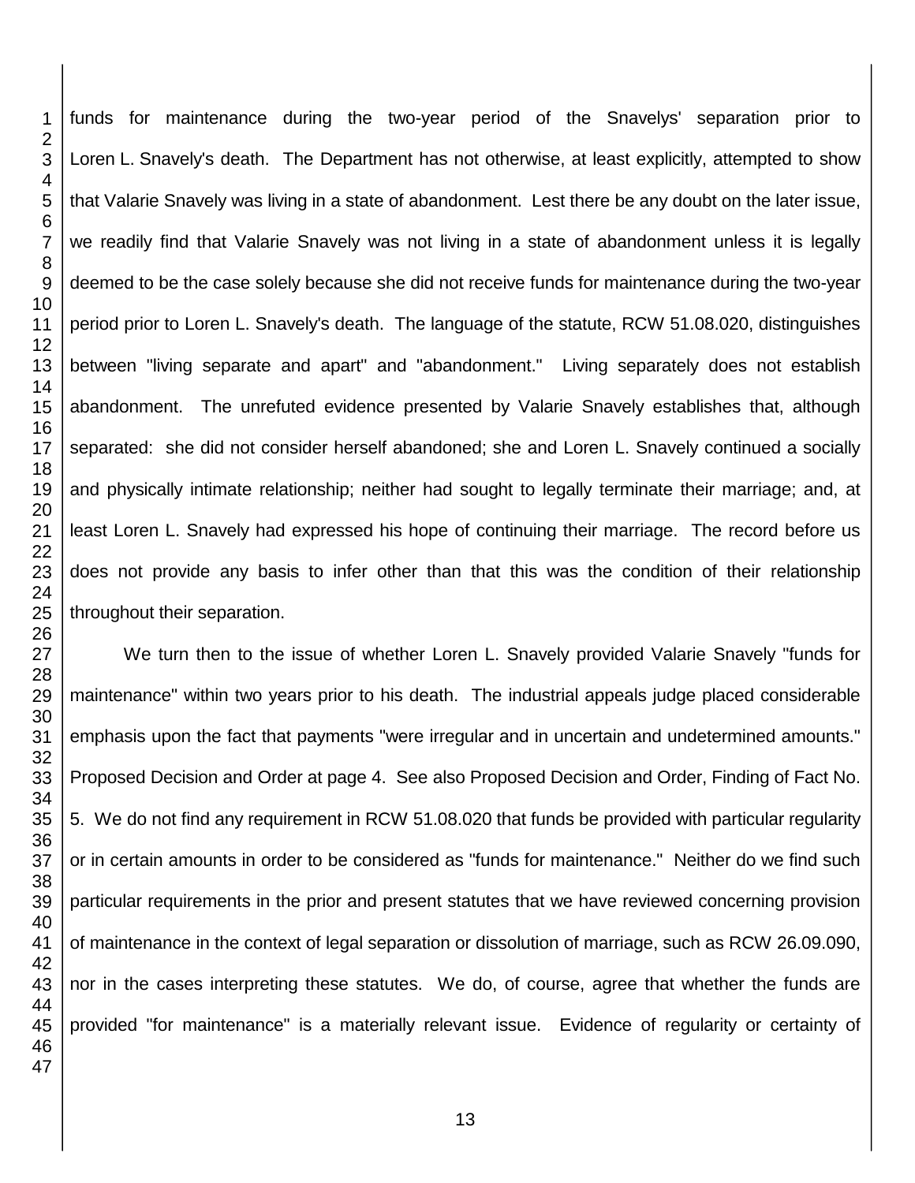funds for maintenance during the two-year period of the Snavelys' separation prior to Loren L. Snavely's death. The Department has not otherwise, at least explicitly, attempted to show that Valarie Snavely was living in a state of abandonment. Lest there be any doubt on the later issue, we readily find that Valarie Snavely was not living in a state of abandonment unless it is legally deemed to be the case solely because she did not receive funds for maintenance during the two-year period prior to Loren L. Snavely's death. The language of the statute, RCW 51.08.020, distinguishes between "living separate and apart" and "abandonment." Living separately does not establish abandonment. The unrefuted evidence presented by Valarie Snavely establishes that, although separated: she did not consider herself abandoned; she and Loren L. Snavely continued a socially and physically intimate relationship; neither had sought to legally terminate their marriage; and, at least Loren L. Snavely had expressed his hope of continuing their marriage. The record before us does not provide any basis to infer other than that this was the condition of their relationship throughout their separation.

We turn then to the issue of whether Loren L. Snavely provided Valarie Snavely "funds for maintenance" within two years prior to his death. The industrial appeals judge placed considerable emphasis upon the fact that payments "were irregular and in uncertain and undetermined amounts." Proposed Decision and Order at page 4. See also Proposed Decision and Order, Finding of Fact No. 5. We do not find any requirement in RCW 51.08.020 that funds be provided with particular regularity or in certain amounts in order to be considered as "funds for maintenance." Neither do we find such particular requirements in the prior and present statutes that we have reviewed concerning provision of maintenance in the context of legal separation or dissolution of marriage, such as RCW 26.09.090, nor in the cases interpreting these statutes. We do, of course, agree that whether the funds are provided "for maintenance" is a materially relevant issue. Evidence of regularity or certainty of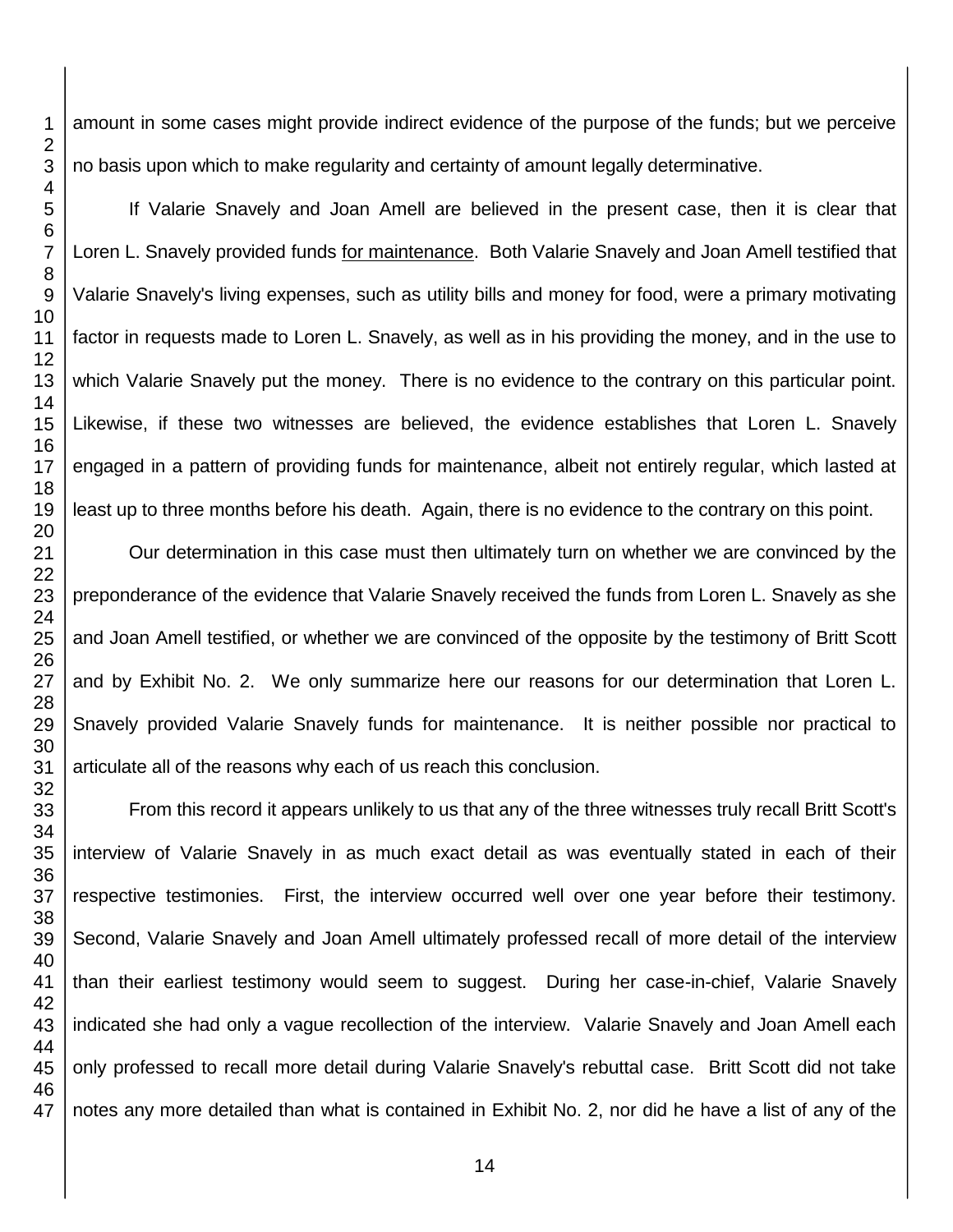amount in some cases might provide indirect evidence of the purpose of the funds; but we perceive no basis upon which to make regularity and certainty of amount legally determinative.

If Valarie Snavely and Joan Amell are believed in the present case, then it is clear that Loren L. Snavely provided funds <u>for maintenance</u>. Both Valarie Snavely and Joan Amell testified that Valarie Snavely's living expenses, such as utility bills and money for food, were a primary motivating factor in requests made to Loren L. Snavely, as well as in his providing the money, and in the use to which Valarie Snavely put the money. There is no evidence to the contrary on this particular point. Likewise, if these two witnesses are believed, the evidence establishes that Loren L. Snavely engaged in a pattern of providing funds for maintenance, albeit not entirely regular, which lasted at least up to three months before his death. Again, there is no evidence to the contrary on this point.

Our determination in this case must then ultimately turn on whether we are convinced by the preponderance of the evidence that Valarie Snavely received the funds from Loren L. Snavely as she and Joan Amell testified, or whether we are convinced of the opposite by the testimony of Britt Scott and by Exhibit No. 2. We only summarize here our reasons for our determination that Loren L. Snavely provided Valarie Snavely funds for maintenance. It is neither possible nor practical to articulate all of the reasons why each of us reach this conclusion.

From this record it appears unlikely to us that any of the three witnesses truly recall Britt Scott's interview of Valarie Snavely in as much exact detail as was eventually stated in each of their respective testimonies. First, the interview occurred well over one year before their testimony. Second, Valarie Snavely and Joan Amell ultimately professed recall of more detail of the interview than their earliest testimony would seem to suggest. During her case-in-chief, Valarie Snavely indicated she had only a vague recollection of the interview. Valarie Snavely and Joan Amell each only professed to recall more detail during Valarie Snavely's rebuttal case. Britt Scott did not take notes any more detailed than what is contained in Exhibit No. 2, nor did he have a list of any of the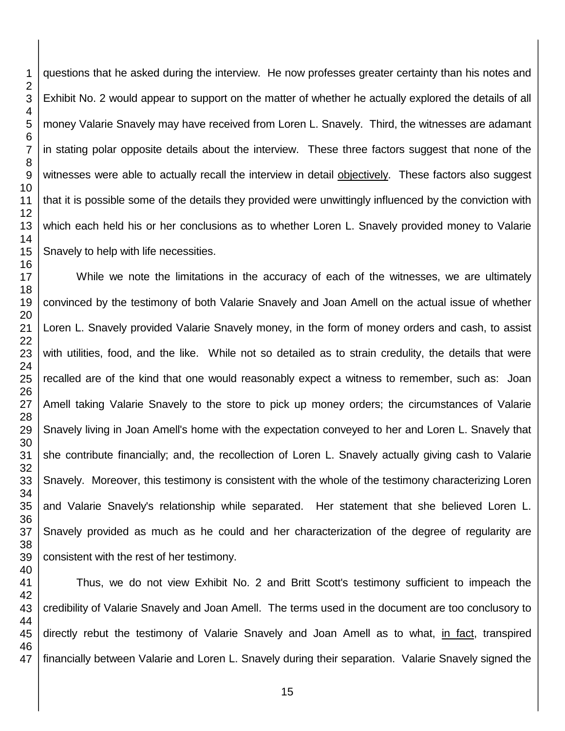questions that he asked during the interview. He now professes greater certainty than his notes and Exhibit No. 2 would appear to support on the matter of whether he actually explored the details of all money Valarie Snavely may have received from Loren L. Snavely. Third, the witnesses are adamant in stating polar opposite details about the interview. These three factors suggest that none of the witnesses were able to actually recall the interview in detail objectively. These factors also suggest that it is possible some of the details they provided were unwittingly influenced by the conviction with which each held his or her conclusions as to whether Loren L. Snavely provided money to Valarie Snavely to help with life necessities.

While we note the limitations in the accuracy of each of the witnesses, we are ultimately convinced by the testimony of both Valarie Snavely and Joan Amell on the actual issue of whether Loren L. Snavely provided Valarie Snavely money, in the form of money orders and cash, to assist with utilities, food, and the like. While not so detailed as to strain credulity, the details that were recalled are of the kind that one would reasonably expect a witness to remember, such as: Joan Amell taking Valarie Snavely to the store to pick up money orders; the circumstances of Valarie Snavely living in Joan Amell's home with the expectation conveyed to her and Loren L. Snavely that she contribute financially; and, the recollection of Loren L. Snavely actually giving cash to Valarie Snavely. Moreover, this testimony is consistent with the whole of the testimony characterizing Loren and Valarie Snavely's relationship while separated. Her statement that she believed Loren L. Snavely provided as much as he could and her characterization of the degree of regularity are consistent with the rest of her testimony.

Thus, we do not view Exhibit No. 2 and Britt Scott's testimony sufficient to impeach the credibility of Valarie Snavely and Joan Amell. The terms used in the document are too conclusory to directly rebut the testimony of Valarie Snavely and Joan Amell as to what, in fact, transpired financially between Valarie and Loren L. Snavely during their separation. Valarie Snavely signed the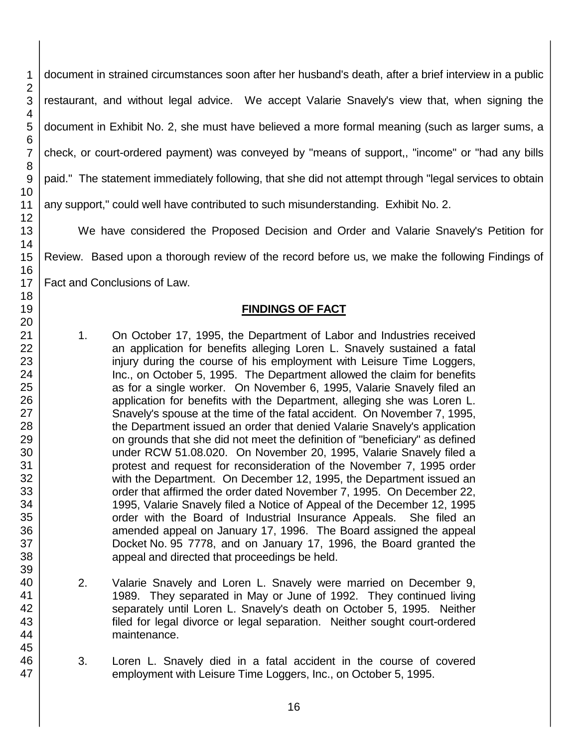document in strained circumstances soon after her husband's death, after a brief interview in a public restaurant, and without legal advice. We accept Valarie Snavely's view that, when signing the document in Exhibit No. 2, she must have believed a more formal meaning (such as larger sums, a check, or court-ordered payment) was conveyed by "means of support,, "income" or "had any bills paid." The statement immediately following, that she did not attempt through "legal services to obtain any support," could well have contributed to such misunderstanding. Exhibit No. 2.

We have considered the Proposed Decision and Order and Valarie Snavely's Petition for Review. Based upon a thorough review of the record before us, we make the following Findings of Fact and Conclusions of Law.

## FINDINGS OF FACT

1. On October 17, 1995, the Department of Labor and Industries received an application for benefits alleging Loren L. Snavely sustained a fatal injury during the course of his employment with Leisure Time Loggers, Inc., on October 5, 1995. The Department allowed the claim for benefits as for a single worker. On November 6, 1995, Valarie Snavely filed an application for benefits with the Department, alleging she was Loren L. Snavely's spouse at the time of the fatal accident. On November 7, 1995, the Department issued an order that denied Valarie Snavely's application on grounds that she did not meet the definition of "beneficiary" as defined under RCW 51.08.020. On November 20, 1995, Valarie Snavely filed a protest and request for reconsideration of the November 7, 1995 order with the Department. On December 12, 1995, the Department issued an order that affirmed the order dated November 7, 1995. On December 22, 1995, Valarie Snavely filed a Notice of Appeal of the December 12, 1995 order with the Board of Industrial Insurance Appeals. She filed an amended appeal on January 17, 1996. The Board assigned the appeal Docket No. 95 7778, and on January 17, 1996, the Board granted the appeal and directed that proceedings be held.

2. Valarie Snavely and Loren L. Snavely were married on December 9, 1989. They separated in May or June of 1992. They continued living separately until Loren L. Snavely's death on October 5, 1995. Neither filed for legal divorce or legal separation. Neither sought court-ordered maintenance.

3. Loren L. Snavely died in a fatal accident in the course of covered employment with Leisure Time Loggers, Inc., on October 5, 1995.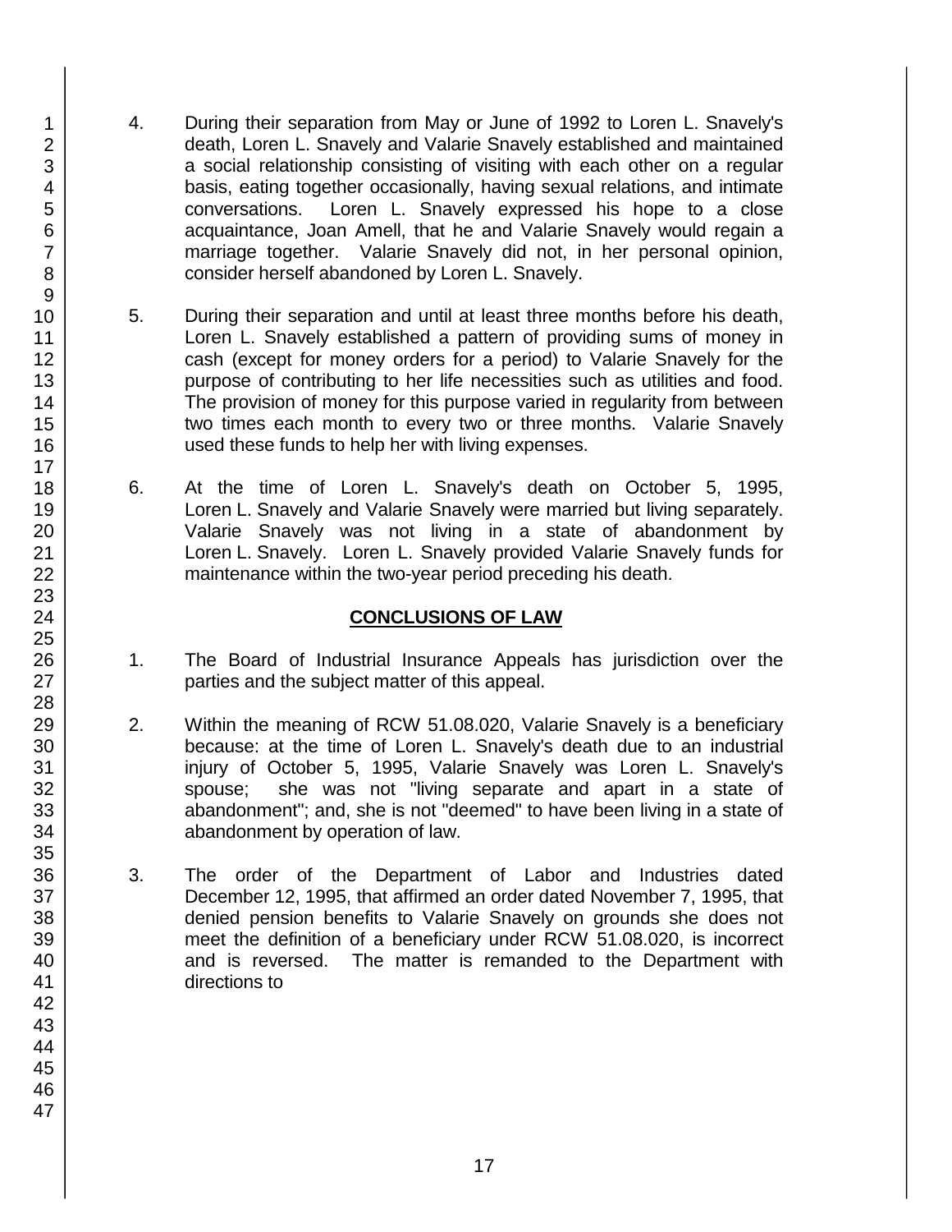4. During their separation from May or June of 1992 to Loren L. Snavely's death, Loren L. Snavely and Valarie Snavely established and maintained a social relationship consisting of visiting with each other on a regular basis, eating together occasionally, having sexual relations, and intimate conversations. Loren L. Snavely expressed his hope to a close acquaintance, Joan Amell, that he and Valarie Snavely would regain a marriage together. Valarie Snavely did not, in her personal opinion, consider herself abandoned by Loren L. Snavely.

5. During their separation and until at least three months before his death, Loren L. Snavely established a pattern of providing sums of money in cash (except for money orders for a period) to Valarie Snavely for the purpose of contributing to her life necessities such as utilities and food. The provision of money for this purpose varied in regularity from between two times each month to every two or three months. Valarie Snavely used these funds to help her with living expenses.

6. At the time of Loren L. Snavely's death on October 5, 1995, Loren L. Snavely and Valarie Snavely were married but living separately. Valarie Snavely was not living in a state of abandonment by Loren L. Snavely. Loren L. Snavely provided Valarie Snavely funds for maintenance within the two-year period preceding his death.

## CONCLUSIONS OF LAW

1. The Board of Industrial Insurance Appeals has jurisdiction over the parties and the subject matter of this appeal.

2. Within the meaning of RCW 51.08.020, Valarie Snavely is a beneficiary because: at the time of Loren L. Snavely's death due to an industrial injury of October 5, 1995, Valarie Snavely was Loren L. Snavely's spouse; she was not "living separate and apart in a state of abandonment"; and, she is not "deemed" to have been living in a state of abandonment by operation of law.

3. The order of the Department of Labor and Industries dated December 12, 1995, that affirmed an order dated November 7, 1995, that denied pension benefits to Valarie Snavely on grounds she does not meet the definition of a beneficiary under RCW 51.08.020, is incorrect and is reversed. The matter is remanded to the Department with directions to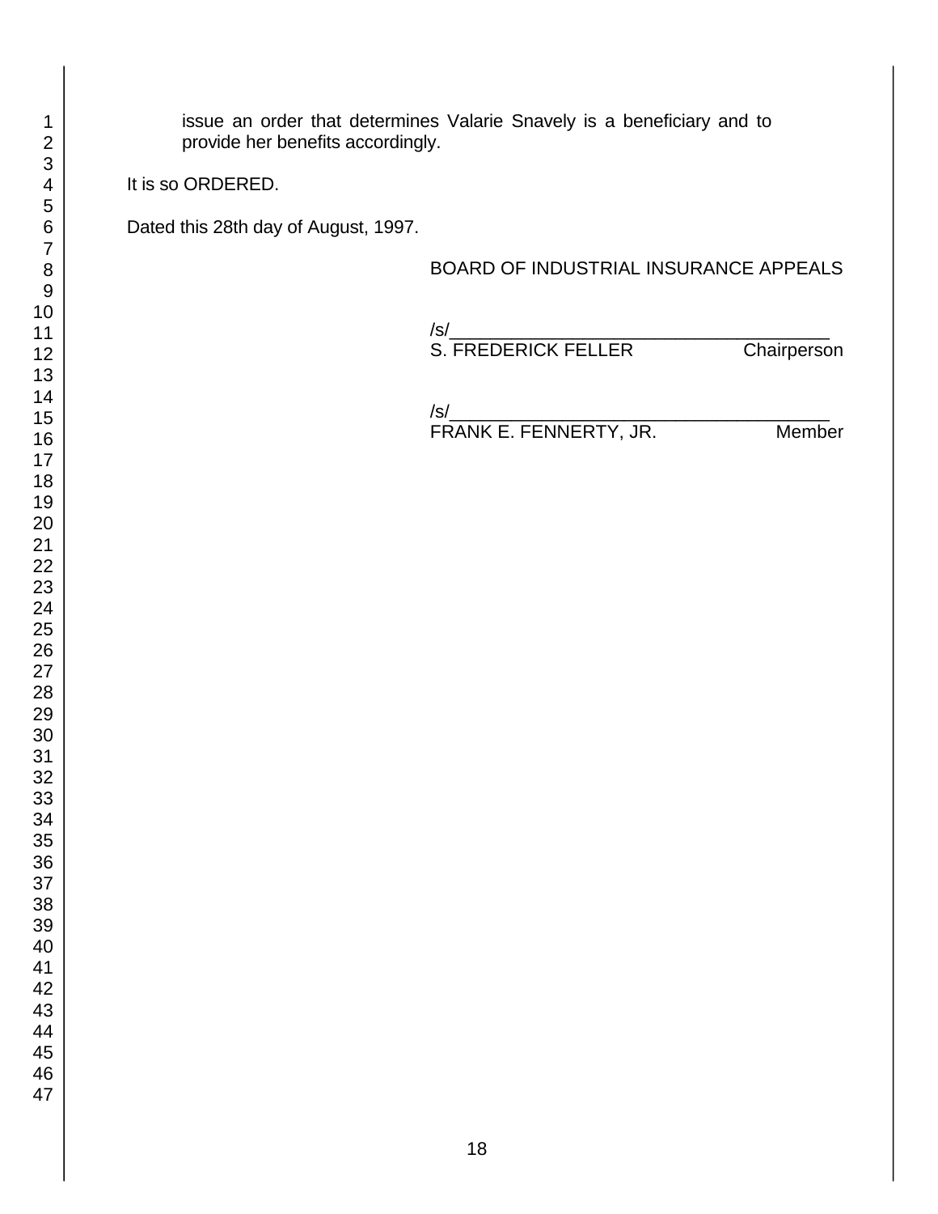issue an order that determines Valarie Snavely is a beneficiary and to provide her benefits accordingly.

It is so ORDERED.

Dated this 28th day of August, 1997.

BOARD OF INDUSTRIAL INSURANCE APPEALS

/s/
S. FREDERICK FELLER Chairperson

/s/
FRANK E. FENNERTY, JR. Member